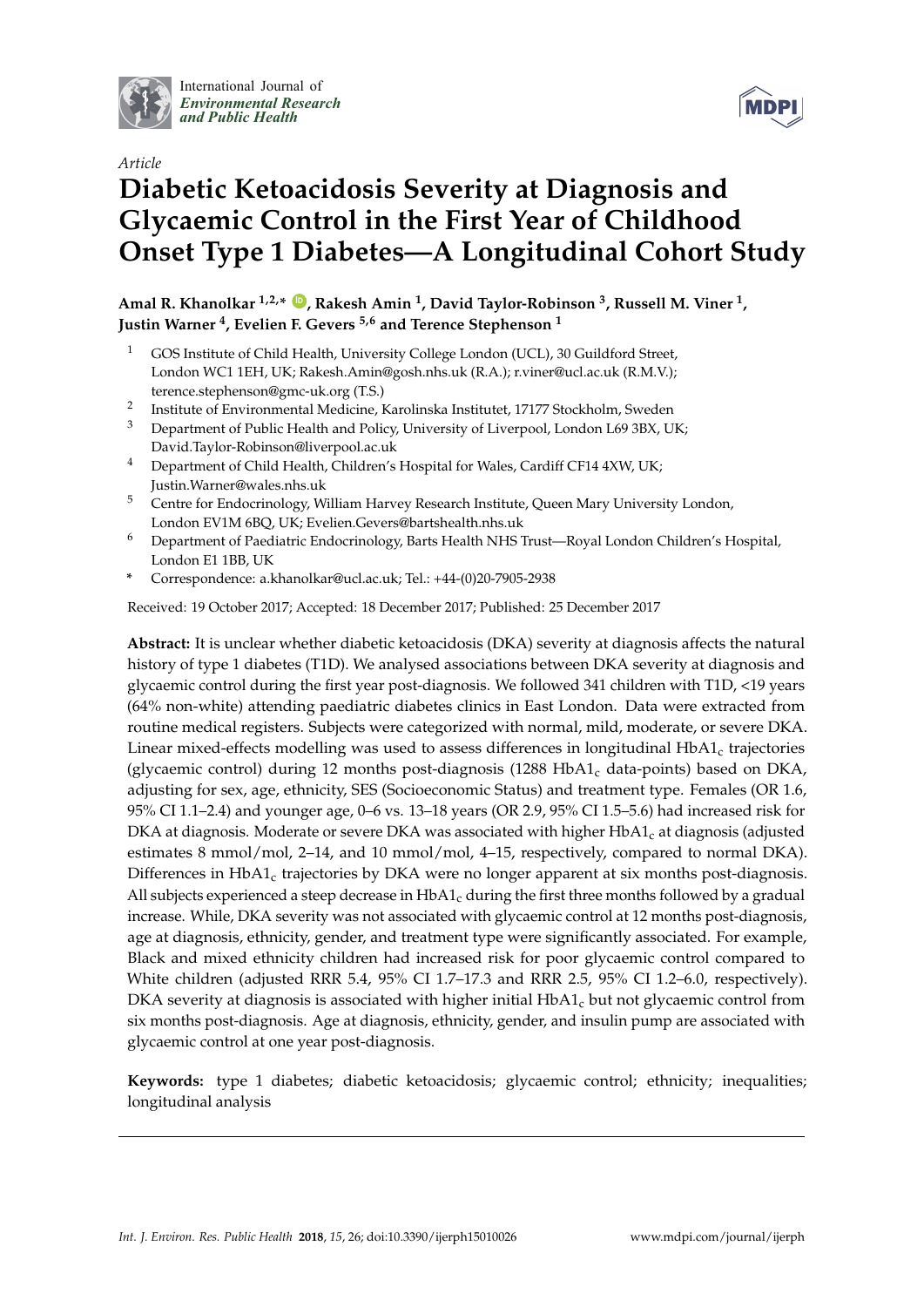*Article*

# Diabetic Ketoacidosis Severity at Diagnosis and Glycaemic Control in the First Year of Childhood Onset Type 1 Diabetes—A Longitudinal Cohort Study

**Amal R. Khanolkar [1,2,*], Rakesh Amin [1], David Taylor-Robinson [3], Russell M. Viner [1], Justin Warner [4], Evelien F. Gevers [5,6] and Terence Stephenson [1]**

[1] GOS Institute of Child Health, University College London (UCL), 30 Guildford Street, London WC1 1EH, UK; Rakesh.Amin@gosh.nhs.uk (R.A.); r.viner@ucl.ac.uk (R.M.V.); terence.stephenson@gmc-uk.org (T.S.)

[2] Institute of Environmental Medicine, Karolinska Institutet, 17177 Stockholm, Sweden

[3] Department of Public Health and Policy, University of Liverpool, London L69 3BX, UK; David.Taylor-Robinson@liverpool.ac.uk

[4] Department of Child Health, Children's Hospital for Wales, Cardiff CF14 4XW, UK; Justin.Warner@wales.nhs.uk

[5] Centre for Endocrinology, William Harvey Research Institute, Queen Mary University London, London EV1M 6BQ, UK; Evelien.Gevers@bartshealth.nhs.uk

[6] Department of Paediatric Endocrinology, Barts Health NHS Trust—Royal London Children's Hospital, London E1 1BB, UK

\* Correspondence: a.khanolkar@ucl.ac.uk; Tel.: +44-(0)20-7905-2938

Received: 19 October 2017; Accepted: 18 December 2017; Published: 25 December 2017

**Abstract:** It is unclear whether diabetic ketoacidosis (DKA) severity at diagnosis affects the natural history of type 1 diabetes (T1D). We analysed associations between DKA severity at diagnosis and glycaemic control during the first year post-diagnosis. We followed 341 children with T1D, <19 years (64% non-white) attending paediatric diabetes clinics in East London. Data were extracted from routine medical registers. Subjects were categorized with normal, mild, moderate, or severe DKA. Linear mixed-effects modelling was used to assess differences in longitudinal $HbA1_c$ trajectories (glycaemic control) during 12 months post-diagnosis (1288 $HbA1_c$ data-points) based on DKA, adjusting for sex, age, ethnicity, SES (Socioeconomic Status) and treatment type. Females (OR 1.6, 95% CI 1.1–2.4) and younger age, 0–6 vs. 13–18 years (OR 2.9, 95% CI 1.5–5.6) had increased risk for DKA at diagnosis. Moderate or severe DKA was associated with higher $HbA1_c$ at diagnosis (adjusted estimates 8 mmol/mol, 2–14, and 10 mmol/mol, 4–15, respectively, compared to normal DKA). Differences in $HbA1_c$ trajectories by DKA were no longer apparent at six months post-diagnosis. All subjects experienced a steep decrease in $HbA1_c$ during the first three months followed by a gradual increase. While, DKA severity was not associated with glycaemic control at 12 months post-diagnosis, age at diagnosis, ethnicity, gender, and treatment type were significantly associated. For example, Black and mixed ethnicity children had increased risk for poor glycaemic control compared to White children (adjusted RRR 5.4, 95% CI 1.7–17.3 and RRR 2.5, 95% CI 1.2–6.0, respectively). DKA severity at diagnosis is associated with higher initial $HbA1_c$ but not glycaemic control from six months post-diagnosis. Age at diagnosis, ethnicity, gender, and insulin pump are associated with glycaemic control at one year post-diagnosis.

**Keywords:** type 1 diabetes; diabetic ketoacidosis; glycaemic control; ethnicity; inequalities; longitudinal analysis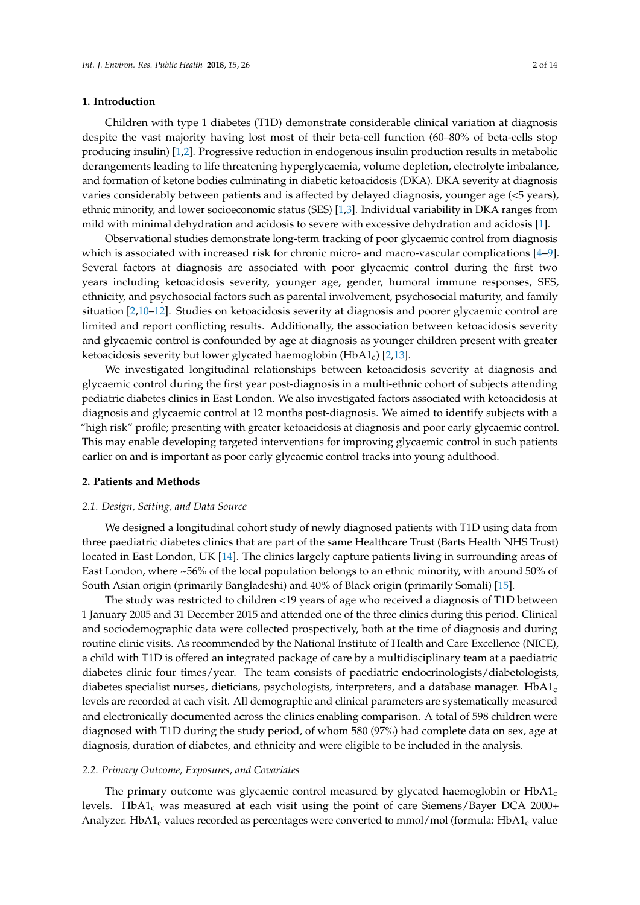## 1. Introduction

Children with type 1 diabetes (T1D) demonstrate considerable clinical variation at diagnosis despite the vast majority having lost most of their beta-cell function (60–80% of beta-cells stop producing insulin) [1,2]. Progressive reduction in endogenous insulin production results in metabolic derangements leading to life threatening hyperglycaemia, volume depletion, electrolyte imbalance, and formation of ketone bodies culminating in diabetic ketoacidosis (DKA). DKA severity at diagnosis varies considerably between patients and is affected by delayed diagnosis, younger age (<5 years), ethnic minority, and lower socioeconomic status (SES) [1,3]. Individual variability in DKA ranges from mild with minimal dehydration and acidosis to severe with excessive dehydration and acidosis [1].

Observational studies demonstrate long-term tracking of poor glycaemic control from diagnosis which is associated with increased risk for chronic micro- and macro-vascular complications [4–9]. Several factors at diagnosis are associated with poor glycaemic control during the first two years including ketoacidosis severity, younger age, gender, humoral immune responses, SES, ethnicity, and psychosocial factors such as parental involvement, psychosocial maturity, and family situation [2,10–12]. Studies on ketoacidosis severity at diagnosis and poorer glycaemic control are limited and report conflicting results. Additionally, the association between ketoacidosis severity and glycaemic control is confounded by age at diagnosis as younger children present with greater ketoacidosis severity but lower glycated haemoglobin ($HbA1_c$) [2,13].

We investigated longitudinal relationships between ketoacidosis severity at diagnosis and glycaemic control during the first year post-diagnosis in a multi-ethnic cohort of subjects attending pediatric diabetes clinics in East London. We also investigated factors associated with ketoacidosis at diagnosis and glycaemic control at 12 months post-diagnosis. We aimed to identify subjects with a "high risk" profile; presenting with greater ketoacidosis at diagnosis and poor early glycaemic control. This may enable developing targeted interventions for improving glycaemic control in such patients earlier on and is important as poor early glycaemic control tracks into young adulthood.

## 2. Patients and Methods

### *2.1. Design, Setting, and Data Source*

We designed a longitudinal cohort study of newly diagnosed patients with T1D using data from three paediatric diabetes clinics that are part of the same Healthcare Trust (Barts Health NHS Trust) located in East London, UK [14]. The clinics largely capture patients living in surrounding areas of East London, where ~56% of the local population belongs to an ethnic minority, with around 50% of South Asian origin (primarily Bangladeshi) and 40% of Black origin (primarily Somali) [15].

The study was restricted to children <19 years of age who received a diagnosis of T1D between 1 January 2005 and 31 December 2015 and attended one of the three clinics during this period. Clinical and sociodemographic data were collected prospectively, both at the time of diagnosis and during routine clinic visits. As recommended by the National Institute of Health and Care Excellence (NICE), a child with T1D is offered an integrated package of care by a multidisciplinary team at a paediatric diabetes clinic four times/year. The team consists of paediatric endocrinologists/diabetologists, diabetes specialist nurses, dieticians, psychologists, interpreters, and a database manager. $HbA1_c$ levels are recorded at each visit. All demographic and clinical parameters are systematically measured and electronically documented across the clinics enabling comparison. A total of 598 children were diagnosed with T1D during the study period, of whom 580 (97%) had complete data on sex, age at diagnosis, duration of diabetes, and ethnicity and were eligible to be included in the analysis.

### *2.2. Primary Outcome, Exposures, and Covariates*

The primary outcome was glycaemic control measured by glycated haemoglobin or $HbA1_c$ levels. $HbA1_c$ was measured at each visit using the point of care Siemens/Bayer DCA 2000+ Analyzer. $HbA1_c$ values recorded as percentages were converted to mmol/mol (formula: $HbA1_c$ value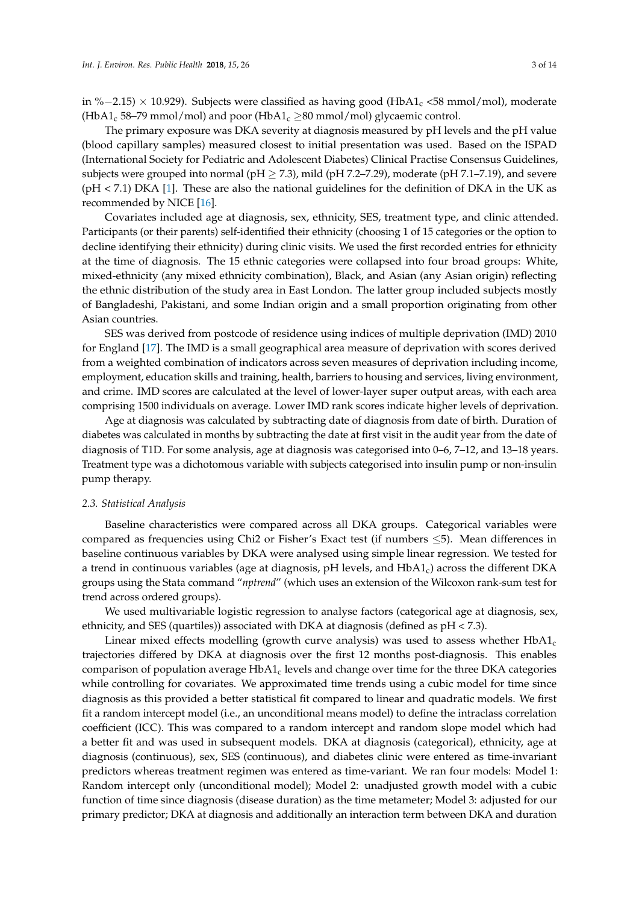in %−2.15) × 10.929). Subjects were classified as having good ($HbA1_c$ <58 mmol/mol), moderate ($HbA1_c$ 58–79 mmol/mol) and poor ($HbA1_c$ ≥80 mmol/mol) glycaemic control.

The primary exposure was DKA severity at diagnosis measured by pH levels and the pH value (blood capillary samples) measured closest to initial presentation was used. Based on the ISPAD (International Society for Pediatric and Adolescent Diabetes) Clinical Practise Consensus Guidelines, subjects were grouped into normal (pH ≥ 7.3), mild (pH 7.2–7.29), moderate (pH 7.1–7.19), and severe (pH < 7.1) DKA [1]. These are also the national guidelines for the definition of DKA in the UK as recommended by NICE [16].

Covariates included age at diagnosis, sex, ethnicity, SES, treatment type, and clinic attended. Participants (or their parents) self-identified their ethnicity (choosing 1 of 15 categories or the option to decline identifying their ethnicity) during clinic visits. We used the first recorded entries for ethnicity at the time of diagnosis. The 15 ethnic categories were collapsed into four broad groups: White, mixed-ethnicity (any mixed ethnicity combination), Black, and Asian (any Asian origin) reflecting the ethnic distribution of the study area in East London. The latter group included subjects mostly of Bangladeshi, Pakistani, and some Indian origin and a small proportion originating from other Asian countries.

SES was derived from postcode of residence using indices of multiple deprivation (IMD) 2010 for England [17]. The IMD is a small geographical area measure of deprivation with scores derived from a weighted combination of indicators across seven measures of deprivation including income, employment, education skills and training, health, barriers to housing and services, living environment, and crime. IMD scores are calculated at the level of lower-layer super output areas, with each area comprising 1500 individuals on average. Lower IMD rank scores indicate higher levels of deprivation.

Age at diagnosis was calculated by subtracting date of diagnosis from date of birth. Duration of diabetes was calculated in months by subtracting the date at first visit in the audit year from the date of diagnosis of T1D. For some analysis, age at diagnosis was categorised into 0–6, 7–12, and 13–18 years. Treatment type was a dichotomous variable with subjects categorised into insulin pump or non-insulin pump therapy.

### *2.3. Statistical Analysis*

Baseline characteristics were compared across all DKA groups. Categorical variables were compared as frequencies using Chi2 or Fisher's Exact test (if numbers ≤5). Mean differences in baseline continuous variables by DKA were analysed using simple linear regression. We tested for a trend in continuous variables (age at diagnosis, pH levels, and $HbA1_c$) across the different DKA groups using the Stata command "*nptrend*" (which uses an extension of the Wilcoxon rank-sum test for trend across ordered groups).

We used multivariable logistic regression to analyse factors (categorical age at diagnosis, sex, ethnicity, and SES (quartiles)) associated with DKA at diagnosis (defined as pH < 7.3).

Linear mixed effects modelling (growth curve analysis) was used to assess whether $HbA1_c$ trajectories differed by DKA at diagnosis over the first 12 months post-diagnosis. This enables comparison of population average $HbA1_c$ levels and change over time for the three DKA categories while controlling for covariates. We approximated time trends using a cubic model for time since diagnosis as this provided a better statistical fit compared to linear and quadratic models. We first fit a random intercept model (i.e., an unconditional means model) to define the intraclass correlation coefficient (ICC). This was compared to a random intercept and random slope model which had a better fit and was used in subsequent models. DKA at diagnosis (categorical), ethnicity, age at diagnosis (continuous), sex, SES (continuous), and diabetes clinic were entered as time-invariant predictors whereas treatment regimen was entered as time-variant. We ran four models: Model 1: Random intercept only (unconditional model); Model 2: unadjusted growth model with a cubic function of time since diagnosis (disease duration) as the time metameter; Model 3: adjusted for our primary predictor; DKA at diagnosis and additionally an interaction term between DKA and duration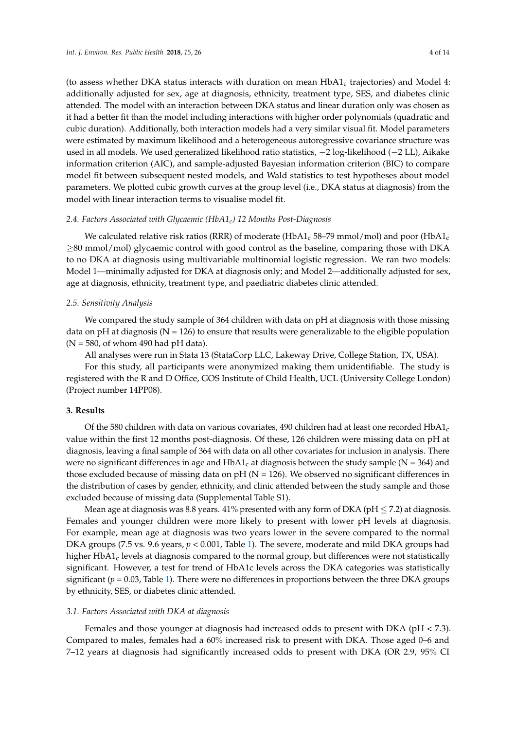(to assess whether DKA status interacts with duration on mean $HbA1_c$ trajectories) and Model 4: additionally adjusted for sex, age at diagnosis, ethnicity, treatment type, SES, and diabetes clinic attended. The model with an interaction between DKA status and linear duration only was chosen as it had a better fit than the model including interactions with higher order polynomials (quadratic and cubic duration). Additionally, both interaction models had a very similar visual fit. Model parameters were estimated by maximum likelihood and a heterogeneous autoregressive covariance structure was used in all models. We used generalized likelihood ratio statistics, −2 log-likelihood (−2 LL), Aikake information criterion (AIC), and sample-adjusted Bayesian information criterion (BIC) to compare model fit between subsequent nested models, and Wald statistics to test hypotheses about model parameters. We plotted cubic growth curves at the group level (i.e., DKA status at diagnosis) from the model with linear interaction terms to visualise model fit.

### *2.4. Factors Associated with Glycaemic ($HbA1_c$) 12 Months Post-Diagnosis*

We calculated relative risk ratios (RRR) of moderate ($HbA1_c$ 58–79 mmol/mol) and poor ($HbA1_c$ $\geq$80 mmol/mol) glycaemic control with good control as the baseline, comparing those with DKA to no DKA at diagnosis using multivariable multinomial logistic regression. We ran two models: Model 1—minimally adjusted for DKA at diagnosis only; and Model 2—additionally adjusted for sex, age at diagnosis, ethnicity, treatment type, and paediatric diabetes clinic attended.

### *2.5. Sensitivity Analysis*

We compared the study sample of 364 children with data on pH at diagnosis with those missing data on pH at diagnosis (N = 126) to ensure that results were generalizable to the eligible population (N = 580, of whom 490 had pH data).

All analyses were run in Stata 13 (StataCorp LLC, Lakeway Drive, College Station, TX, USA).

For this study, all participants were anonymized making them unidentifiable. The study is registered with the R and D Office, GOS Institute of Child Health, UCL (University College London) (Project number 14PP08).

## **3. Results**

Of the 580 children with data on various covariates, 490 children had at least one recorded $HbA1_c$ value within the first 12 months post-diagnosis. Of these, 126 children were missing data on pH at diagnosis, leaving a final sample of 364 with data on all other covariates for inclusion in analysis. There were no significant differences in age and $HbA1_c$ at diagnosis between the study sample (N = 364) and those excluded because of missing data on pH (N = 126). We observed no significant differences in the distribution of cases by gender, ethnicity, and clinic attended between the study sample and those excluded because of missing data (Supplemental Table S1).

Mean age at diagnosis was 8.8 years. 41% presented with any form of DKA (pH $\leq$ 7.2) at diagnosis. Females and younger children were more likely to present with lower pH levels at diagnosis. For example, mean age at diagnosis was two years lower in the severe compared to the normal DKA groups (7.5 vs. 9.6 years, $p < 0.001$, Table 1). The severe, moderate and mild DKA groups had higher $HbA1_c$ levels at diagnosis compared to the normal group, but differences were not statistically significant. However, a test for trend of HbA1c levels across the DKA categories was statistically significant ($p = 0.03$, Table 1). There were no differences in proportions between the three DKA groups by ethnicity, SES, or diabetes clinic attended.

### *3.1. Factors Associated with DKA at diagnosis*

Females and those younger at diagnosis had increased odds to present with DKA (pH < 7.3). Compared to males, females had a 60% increased risk to present with DKA. Those aged 0–6 and 7–12 years at diagnosis had significantly increased odds to present with DKA (OR 2.9, 95% CI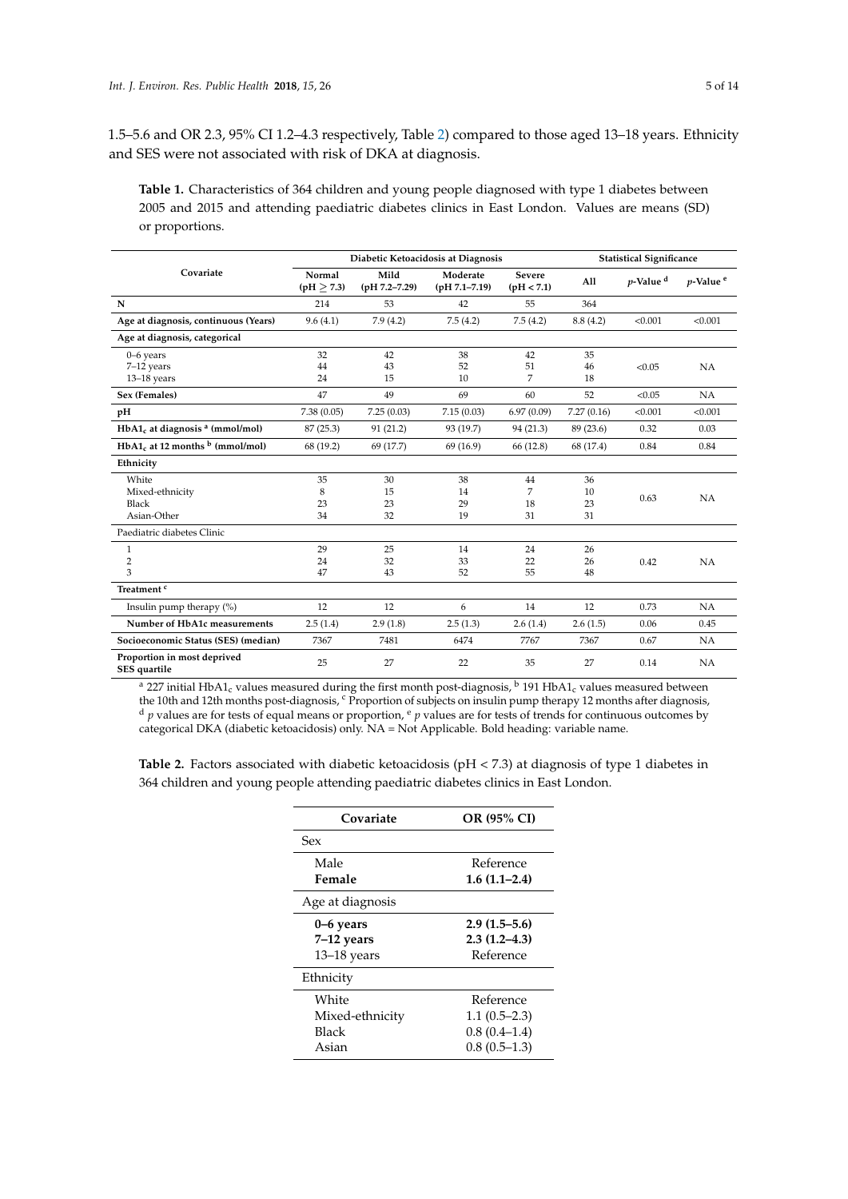1.5–5.6 and OR 2.3, 95% CI 1.2–4.3 respectively, Table 2) compared to those aged 13–18 years. Ethnicity and SES were not associated with risk of DKA at diagnosis.

**Table 1.** Characteristics of 364 children and young people diagnosed with type 1 diabetes between 2005 and 2015 and attending paediatric diabetes clinics in East London. Values are means (SD) or proportions.

| Covariate | Diabetic Ketoacidosis at Diagnosis | | | | | Statistical Significance | |
|---|---|---|---|---|---|---|---|
| | Normal ($pH \geq 7.3$) | Mild (pH 7.2–7.29) | Moderate (pH 7.1–7.19) | Severe ($pH < 7.1$) | All | *p*-Value [d] | *p*-Value [e] |
| **N** | 214 | 53 | 42 | 55 | 364 | | |
| **Age at diagnosis, continuous (Years)** | 9.6 (4.1) | 7.9 (4.2) | 7.5 (4.2) | 7.5 (4.2) | 8.8 (4.2) | <0.001 | <0.001 |
| **Age at diagnosis, categorical** | | | | | | | |
| 0–6 years | 32 | 42 | 38 | 42 | 35 | <0.05 | NA |
| 7–12 years | 44 | 43 | 52 | 51 | 46 | | |
| 13–18 years | 24 | 15 | 10 | 7 | 18 | | |
| **Sex (Females)** | 47 | 49 | 69 | 60 | 52 | <0.05 | NA |
| **pH** | 7.38 (0.05) | 7.25 (0.03) | 7.15 (0.03) | 6.97 (0.09) | 7.27 (0.16) | <0.001 | <0.001 |
| **$HbA1_c$ at diagnosis [a] (mmol/mol)** | 87 (25.3) | 91 (21.2) | 93 (19.7) | 94 (21.3) | 89 (23.6) | 0.32 | 0.03 |
| **$HbA1_c$ at 12 months [b] (mmol/mol)** | 68 (19.2) | 69 (17.7) | 69 (16.9) | 66 (12.8) | 68 (17.4) | 0.84 | 0.84 |
| **Ethnicity** | | | | | | | |
| White | 35 | 30 | 38 | 44 | 36 | 0.63 | NA |
| Mixed-ethnicity | 8 | 15 | 14 | 7 | 10 | | |
| Black | 23 | 23 | 29 | 18 | 23 | | |
| Asian-Other | 34 | 32 | 19 | 31 | 31 | | |
| Paediatric diabetes Clinic | | | | | | | |
| 1 | 29 | 25 | 14 | 24 | 26 | 0.42 | NA |
| 2 | 24 | 32 | 33 | 22 | 26 | | |
| 3 | 47 | 43 | 52 | 55 | 48 | | |
| **Treatment [c]** | | | | | | | |
| Insulin pump therapy (%) | 12 | 12 | 6 | 14 | 12 | 0.73 | NA |
| **Number of HbA1c measurements** | 2.5 (1.4) | 2.9 (1.8) | 2.5 (1.3) | 2.6 (1.4) | 2.6 (1.5) | 0.06 | 0.45 |
| **Socioeconomic Status (SES) (median)** | 7367 | 7481 | 6474 | 7767 | 7367 | 0.67 | NA |
| **Proportion in most deprived SES quartile** | 25 | 27 | 22 | 35 | 27 | 0.14 | NA |

[a] 227 initial $HbA1_c$ values measured during the first month post-diagnosis, [b] 191 $HbA1_c$ values measured between the 10th and 12th months post-diagnosis, [c] Proportion of subjects on insulin pump therapy 12 months after diagnosis, [d] *p* values are for tests of equal means or proportion, [e] *p* values are for tests of trends for continuous outcomes by categorical DKA (diabetic ketoacidosis) only. NA = Not Applicable. Bold heading: variable name.

**Table 2.** Factors associated with diabetic ketoacidosis ($pH < 7.3$) at diagnosis of type 1 diabetes in 364 children and young people attending paediatric diabetes clinics in East London.

| Covariate | OR (95% CI) |
|---|---|
| Sex | |
| Male | Reference |
| **Female** | **1.6 (1.1–2.4)** |
| Age at diagnosis | |
| **0–6 years** | **2.9 (1.5–5.6)** |
| **7–12 years** | **2.3 (1.2–4.3)** |
| 13–18 years | Reference |
| Ethnicity | |
| White | Reference |
| Mixed-ethnicity | 1.1 (0.5–2.3) |
| Black | 0.8 (0.4–1.4) |
| Asian | 0.8 (0.5–1.3) |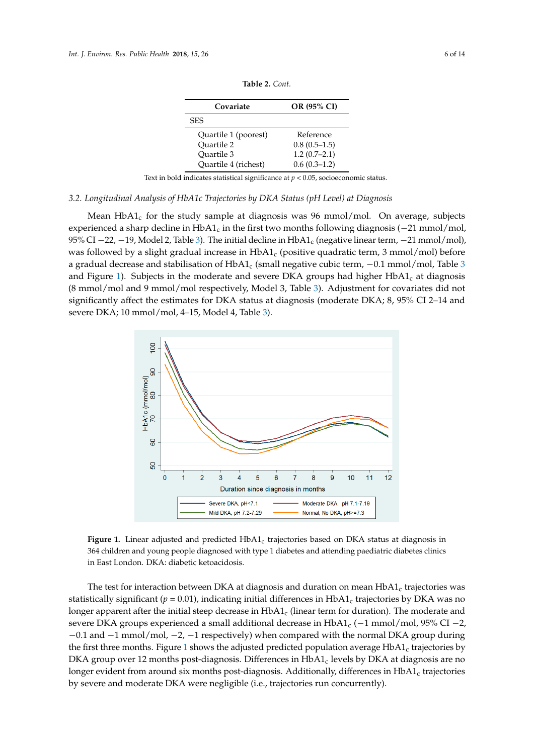**Table 2.** *Cont.*

| Covariate | OR (95% CI) |
|---|---|
| SES | |
| Quartile 1 (poorest) | Reference |
| Quartile 2 | 0.8 (0.5–1.5) |
| Quartile 3 | 1.2 (0.7–2.1) |
| Quartile 4 (richest) | 0.6 (0.3–1.2) |

Text in bold indicates statistical significance at $p < 0.05$, socioeconomic status.

### 3.2. Longitudinal Analysis of HbA1c Trajectories by DKA Status (pH Level) at Diagnosis

Mean $HbA1_c$ for the study sample at diagnosis was 96 mmol/mol. On average, subjects experienced a sharp decline in $HbA1_c$ in the first two months following diagnosis (−21 mmol/mol, 95% CI −22, −19, Model 2, Table 3). The initial decline in $HbA1_c$ (negative linear term, −21 mmol/mol), was followed by a slight gradual increase in $HbA1_c$ (positive quadratic term, 3 mmol/mol) before a gradual decrease and stabilisation of $HbA1_c$ (small negative cubic term, −0.1 mmol/mol, Table 3 and Figure 1). Subjects in the moderate and severe DKA groups had higher $HbA1_c$ at diagnosis (8 mmol/mol and 9 mmol/mol respectively, Model 3, Table 3). Adjustment for covariates did not significantly affect the estimates for DKA status at diagnosis (moderate DKA; 8, 95% CI 2–14 and severe DKA; 10 mmol/mol, 4–15, Model 4, Table 3).

**Figure 1.** Linear adjusted and predicted $HbA1_c$ trajectories based on DKA status at diagnosis in 364 children and young people diagnosed with type 1 diabetes and attending paediatric diabetes clinics in East London. DKA: diabetic ketoacidosis.

The test for interaction between DKA at diagnosis and duration on mean $HbA1_c$ trajectories was statistically significant ($p = 0.01$), indicating initial differences in $HbA1_c$ trajectories by DKA was no longer apparent after the initial steep decrease in $HbA1_c$ (linear term for duration). The moderate and severe DKA groups experienced a small additional decrease in $HbA1_c$ (−1 mmol/mol, 95% CI −2, −0.1 and −1 mmol/mol, −2, −1 respectively) when compared with the normal DKA group during the first three months. Figure 1 shows the adjusted predicted population average $HbA1_c$ trajectories by DKA group over 12 months post-diagnosis. Differences in $HbA1_c$ levels by DKA at diagnosis are no longer evident from around six months post-diagnosis. Additionally, differences in $HbA1_c$ trajectories by severe and moderate DKA were negligible (i.e., trajectories run concurrently).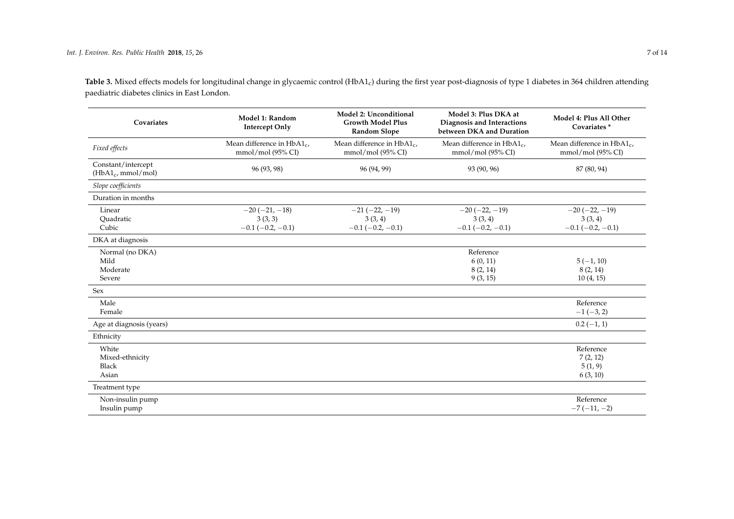**Table 3.** Mixed effects models for longitudinal change in glycaemic control ($HbA1_c$) during the first year post-diagnosis of type 1 diabetes in 364 children attending paediatric diabetes clinics in East London.

| Covariates | Model 1: Random Intercept Only | Model 2: Unconditional Growth Model Plus Random Slope | Model 3: Plus DKA at Diagnosis and Interactions between DKA and Duration | Model 4: Plus All Other Covariates * |
|---|---|---|---|---|
| *Fixed effects* | Mean difference in $HbA1_c$, mmol/mol (95% CI) | Mean difference in $HbA1_c$, mmol/mol (95% CI) | Mean difference in $HbA1_c$, mmol/mol (95% CI) | Mean difference in $HbA1_c$, mmol/mol (95% CI) |
| Constant/intercept ($HbA1_c$, mmol/mol) | 96 (93, 98) | 96 (94, 99) | 93 (90, 96) | 87 (80, 94) |
| *Slope coefficients* | | | | |
| Duration in months | | | | |
| Linear | −20 (−21, −18) | −21 (−22, −19) | −20 (−22, −19) | −20 (−22, −19) |
| Quadratic | 3 (3, 3) | 3 (3, 4) | 3 (3, 4) | 3 (3, 4) |
| Cubic | −0.1 (−0.2, −0.1) | −0.1 (−0.2, −0.1) | −0.1 (−0.2, −0.1) | −0.1 (−0.2, −0.1) |
| DKA at diagnosis | | | | |
| Normal (no DKA) | | | Reference | |
| Mild | | | 6 (0, 11) | 5 (−1, 10) |
| Moderate | | | 8 (2, 14) | 8 (2, 14) |
| Severe | | | 9 (3, 15) | 10 (4, 15) |
| Sex | | | | |
| Male | | | | Reference |
| Female | | | | −1 (−3, 2) |
| Age at diagnosis (years) | | | | 0.2 (−1, 1) |
| Ethnicity | | | | |
| White | | | | Reference |
| Mixed-ethnicity | | | | 7 (2, 12) |
| Black | | | | 5 (1, 9) |
| Asian | | | | 6 (3, 10) |
| Treatment type | | | | |
| Non-insulin pump | | | | Reference |
| Insulin pump | | | | −7 (−11, −2) |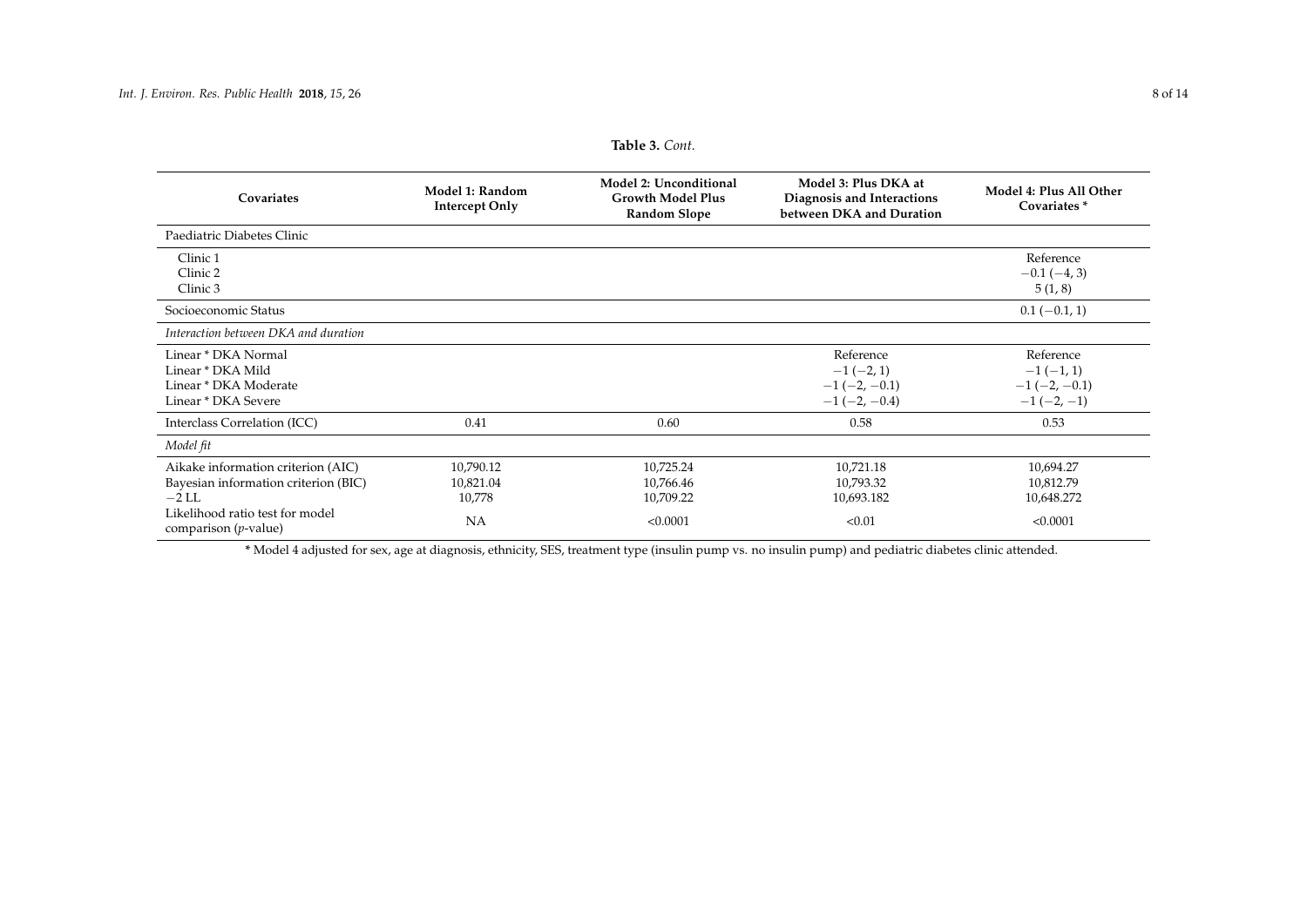**Table 3.** *Cont.*

| Covariates | Model 1: Random Intercept Only | Model 2: Unconditional Growth Model Plus Random Slope | Model 3: Plus DKA at Diagnosis and Interactions between DKA and Duration | Model 4: Plus All Other Covariates * |
|---|---|---|---|---|
| Paediatric Diabetes Clinic | | | | |
| Clinic 1 | | | | Reference |
| Clinic 2 | | | | −0.1 (−4, 3) |
| Clinic 3 | | | | 5 (1, 8) |
| Socioeconomic Status | | | | 0.1 (−0.1, 1) |
| *Interaction between DKA and duration* | | | | |
| Linear * DKA Normal | | | Reference | Reference |
| Linear * DKA Mild | | | −1 (−2, 1) | −1 (−1, 1) |
| Linear * DKA Moderate | | | −1 (−2, −0.1) | −1 (−2, −0.1) |
| Linear * DKA Severe | | | −1 (−2, −0.4) | −1 (−2, −1) |
| Interclass Correlation (ICC) | 0.41 | 0.60 | 0.58 | 0.53 |
| *Model fit* | | | | |
| Aikake information criterion (AIC) | 10,790.12 | 10,725.24 | 10,721.18 | 10,694.27 |
| Bayesian information criterion (BIC) | 10,821.04 | 10,766.46 | 10,793.32 | 10,812.79 |
| −2 LL | 10,778 | 10,709.22 | 10,693.182 | 10,648.272 |
| Likelihood ratio test for model comparison (*p*-value) | NA | <0.0001 | <0.01 | <0.0001 |

* Model 4 adjusted for sex, age at diagnosis, ethnicity, SES, treatment type (insulin pump vs. no insulin pump) and pediatric diabetes clinic attended.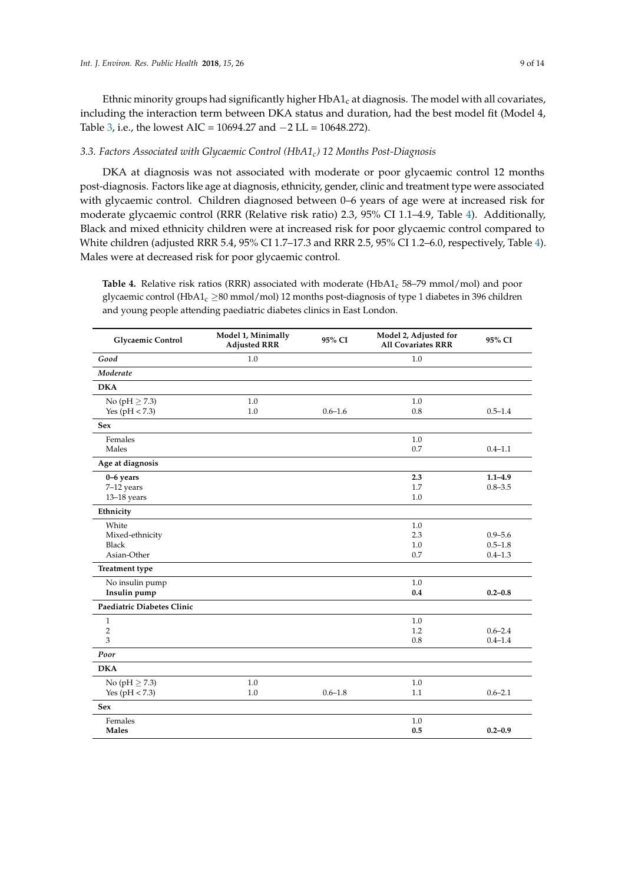Ethnic minority groups had significantly higher $HbA1_c$ at diagnosis. The model with all covariates, including the interaction term between DKA status and duration, had the best model fit (Model 4, Table 3, i.e., the lowest AIC = 10694.27 and −2 LL = 10648.272).

### 3.3. Factors Associated with Glycaemic Control ($HbA1_c$) 12 Months Post-Diagnosis

DKA at diagnosis was not associated with moderate or poor glycaemic control 12 months post-diagnosis. Factors like age at diagnosis, ethnicity, gender, clinic and treatment type were associated with glycaemic control. Children diagnosed between 0–6 years of age were at increased risk for moderate glycaemic control (RRR (Relative risk ratio) 2.3, 95% CI 1.1–4.9, Table 4). Additionally, Black and mixed ethnicity children were at increased risk for poor glycaemic control compared to White children (adjusted RRR 5.4, 95% CI 1.7–17.3 and RRR 2.5, 95% CI 1.2–6.0, respectively, Table 4). Males were at decreased risk for poor glycaemic control.

**Table 4.** Relative risk ratios (RRR) associated with moderate ($HbA1_c$ 58–79 mmol/mol) and poor glycaemic control ($HbA1_c$ ≥80 mmol/mol) 12 months post-diagnosis of type 1 diabetes in 396 children and young people attending paediatric diabetes clinics in East London.

| Glycaemic Control | Model 1, Minimally Adjusted RRR | 95% CI | Model 2, Adjusted for All Covariates RRR | 95% CI |
|---|---|---|---|---|
| *Good* | 1.0 | | 1.0 | |
| *Moderate* | | | | |
| **DKA** | | | | |
| No (pH ≥ 7.3) | 1.0 | | 1.0 | |
| Yes (pH < 7.3) | 1.0 | 0.6–1.6 | 0.8 | 0.5–1.4 |
| **Sex** | | | | |
| Females | | | 1.0 | |
| Males | | | 0.7 | 0.4–1.1 |
| **Age at diagnosis** | | | | |
| **0–6 years** | | | **2.3** | **1.1–4.9** |
| 7–12 years | | | 1.7 | 0.8–3.5 |
| 13–18 years | | | 1.0 | |
| **Ethnicity** | | | | |
| White | | | 1.0 | |
| Mixed-ethnicity | | | 2.3 | 0.9–5.6 |
| Black | | | 1.0 | 0.5–1.8 |
| Asian-Other | | | 0.7 | 0.4–1.3 |
| **Treatment type** | | | | |
| No insulin pump | | | 1.0 | |
| **Insulin pump** | | | **0.4** | **0.2–0.8** |
| **Paediatric Diabetes Clinic** | | | | |
| 1 | | | 1.0 | |
| 2 | | | 1.2 | 0.6–2.4 |
| 3 | | | 0.8 | 0.4–1.4 |
| *Poor* | | | | |
| **DKA** | | | | |
| No (pH ≥ 7.3) | 1.0 | | 1.0 | |
| Yes (pH < 7.3) | 1.0 | 0.6–1.8 | 1.1 | 0.6–2.1 |
| **Sex** | | | | |
| Females | | | 1.0 | |
| **Males** | | | **0.5** | **0.2–0.9** |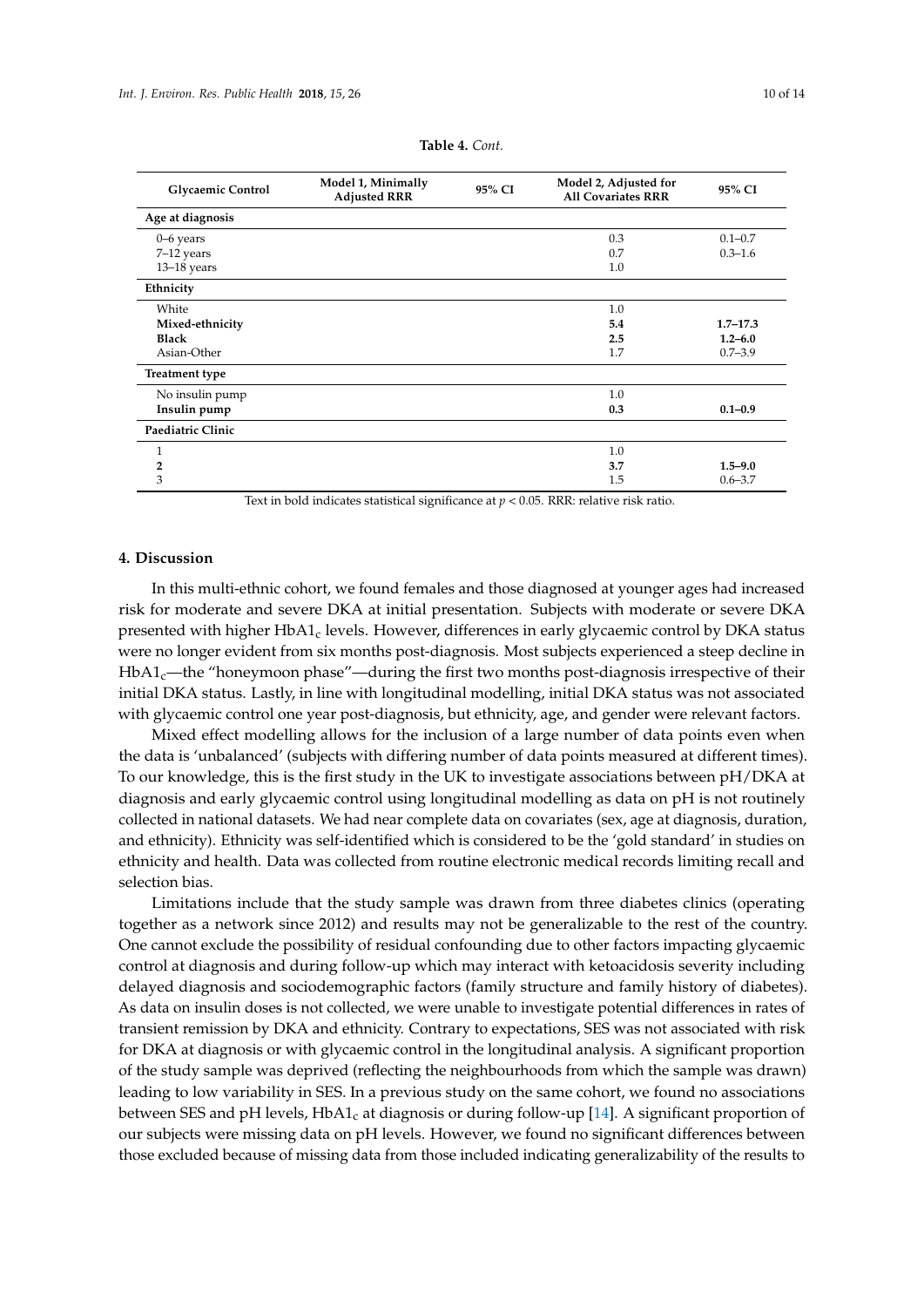**Table 4.** *Cont.*

| Glycaemic Control | Model 1, Minimally Adjusted RRR | 95% CI | Model 2, Adjusted for All Covariates RRR | 95% CI |
|---|---|---|---|---|
| **Age at diagnosis** | | | | |
| 0–6 years | | | 0.3 | 0.1–0.7 |
| 7–12 years | | | 0.7 | 0.3–1.6 |
| 13–18 years | | | 1.0 | |
| **Ethnicity** | | | | |
| White | | | 1.0 | |
| **Mixed-ethnicity** | | | **5.4** | **1.7–17.3** |
| **Black** | | | **2.5** | **1.2–6.0** |
| Asian-Other | | | 1.7 | 0.7–3.9 |
| **Treatment type** | | | | |
| No insulin pump | | | 1.0 | |
| **Insulin pump** | | | **0.3** | **0.1–0.9** |
| **Paediatric Clinic** | | | | |
| 1 | | | 1.0 | |
| **2** | | | **3.7** | **1.5–9.0** |
| 3 | | | 1.5 | 0.6–3.7 |

Text in bold indicates statistical significance at $p < 0.05$. RRR: relative risk ratio.

## 4. Discussion

In this multi-ethnic cohort, we found females and those diagnosed at younger ages had increased risk for moderate and severe DKA at initial presentation. Subjects with moderate or severe DKA presented with higher $HbA1_c$ levels. However, differences in early glycaemic control by DKA status were no longer evident from six months post-diagnosis. Most subjects experienced a steep decline in $HbA1_c$—the "honeymoon phase"—during the first two months post-diagnosis irrespective of their initial DKA status. Lastly, in line with longitudinal modelling, initial DKA status was not associated with glycaemic control one year post-diagnosis, but ethnicity, age, and gender were relevant factors.

Mixed effect modelling allows for the inclusion of a large number of data points even when the data is 'unbalanced' (subjects with differing number of data points measured at different times). To our knowledge, this is the first study in the UK to investigate associations between pH/DKA at diagnosis and early glycaemic control using longitudinal modelling as data on pH is not routinely collected in national datasets. We had near complete data on covariates (sex, age at diagnosis, duration, and ethnicity). Ethnicity was self-identified which is considered to be the 'gold standard' in studies on ethnicity and health. Data was collected from routine electronic medical records limiting recall and selection bias.

Limitations include that the study sample was drawn from three diabetes clinics (operating together as a network since 2012) and results may not be generalizable to the rest of the country. One cannot exclude the possibility of residual confounding due to other factors impacting glycaemic control at diagnosis and during follow-up which may interact with ketoacidosis severity including delayed diagnosis and sociodemographic factors (family structure and family history of diabetes). As data on insulin doses is not collected, we were unable to investigate potential differences in rates of transient remission by DKA and ethnicity. Contrary to expectations, SES was not associated with risk for DKA at diagnosis or with glycaemic control in the longitudinal analysis. A significant proportion of the study sample was deprived (reflecting the neighbourhoods from which the sample was drawn) leading to low variability in SES. In a previous study on the same cohort, we found no associations between SES and pH levels, $HbA1_c$ at diagnosis or during follow-up [14]. A significant proportion of our subjects were missing data on pH levels. However, we found no significant differences between those excluded because of missing data from those included indicating generalizability of the results to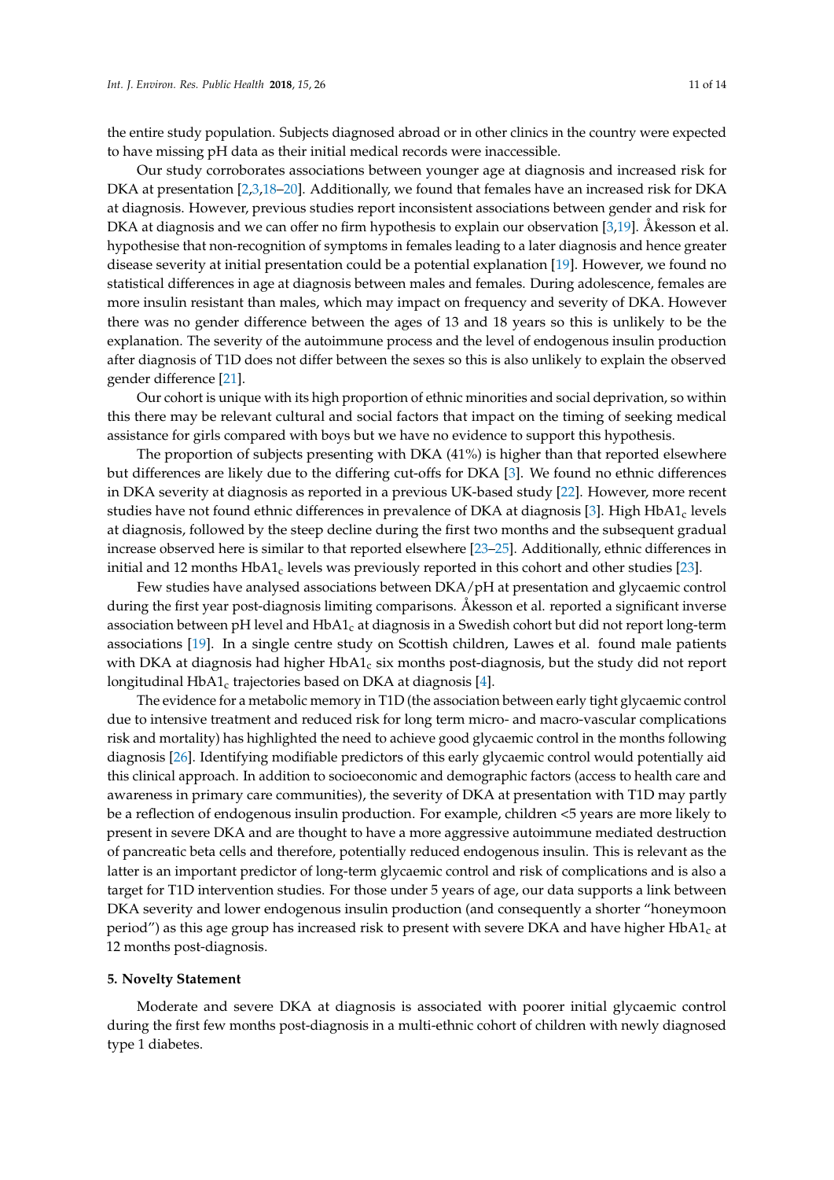the entire study population. Subjects diagnosed abroad or in other clinics in the country were expected to have missing pH data as their initial medical records were inaccessible.

Our study corroborates associations between younger age at diagnosis and increased risk for DKA at presentation [2,3,18–20]. Additionally, we found that females have an increased risk for DKA at diagnosis. However, previous studies report inconsistent associations between gender and risk for DKA at diagnosis and we can offer no firm hypothesis to explain our observation [3,19]. Åkesson et al. hypothesise that non-recognition of symptoms in females leading to a later diagnosis and hence greater disease severity at initial presentation could be a potential explanation [19]. However, we found no statistical differences in age at diagnosis between males and females. During adolescence, females are more insulin resistant than males, which may impact on frequency and severity of DKA. However there was no gender difference between the ages of 13 and 18 years so this is unlikely to be the explanation. The severity of the autoimmune process and the level of endogenous insulin production after diagnosis of T1D does not differ between the sexes so this is also unlikely to explain the observed gender difference [21].

Our cohort is unique with its high proportion of ethnic minorities and social deprivation, so within this there may be relevant cultural and social factors that impact on the timing of seeking medical assistance for girls compared with boys but we have no evidence to support this hypothesis.

The proportion of subjects presenting with DKA (41%) is higher than that reported elsewhere but differences are likely due to the differing cut-offs for DKA [3]. We found no ethnic differences in DKA severity at diagnosis as reported in a previous UK-based study [22]. However, more recent studies have not found ethnic differences in prevalence of DKA at diagnosis [3]. High $HbA1_c$ levels at diagnosis, followed by the steep decline during the first two months and the subsequent gradual increase observed here is similar to that reported elsewhere [23–25]. Additionally, ethnic differences in initial and 12 months $HbA1_c$ levels was previously reported in this cohort and other studies [23].

Few studies have analysed associations between DKA/pH at presentation and glycaemic control during the first year post-diagnosis limiting comparisons. Åkesson et al. reported a significant inverse association between pH level and $HbA1_c$ at diagnosis in a Swedish cohort but did not report long-term associations [19]. In a single centre study on Scottish children, Lawes et al. found male patients with DKA at diagnosis had higher $HbA1_c$ six months post-diagnosis, but the study did not report longitudinal $HbA1_c$ trajectories based on DKA at diagnosis [4].

The evidence for a metabolic memory in T1D (the association between early tight glycaemic control due to intensive treatment and reduced risk for long term micro- and macro-vascular complications risk and mortality) has highlighted the need to achieve good glycaemic control in the months following diagnosis [26]. Identifying modifiable predictors of this early glycaemic control would potentially aid this clinical approach. In addition to socioeconomic and demographic factors (access to health care and awareness in primary care communities), the severity of DKA at presentation with T1D may partly be a reflection of endogenous insulin production. For example, children <5 years are more likely to present in severe DKA and are thought to have a more aggressive autoimmune mediated destruction of pancreatic beta cells and therefore, potentially reduced endogenous insulin. This is relevant as the latter is an important predictor of long-term glycaemic control and risk of complications and is also a target for T1D intervention studies. For those under 5 years of age, our data supports a link between DKA severity and lower endogenous insulin production (and consequently a shorter "honeymoon period") as this age group has increased risk to present with severe DKA and have higher $HbA1_c$ at 12 months post-diagnosis.

## 5. Novelty Statement

Moderate and severe DKA at diagnosis is associated with poorer initial glycaemic control during the first few months post-diagnosis in a multi-ethnic cohort of children with newly diagnosed type 1 diabetes.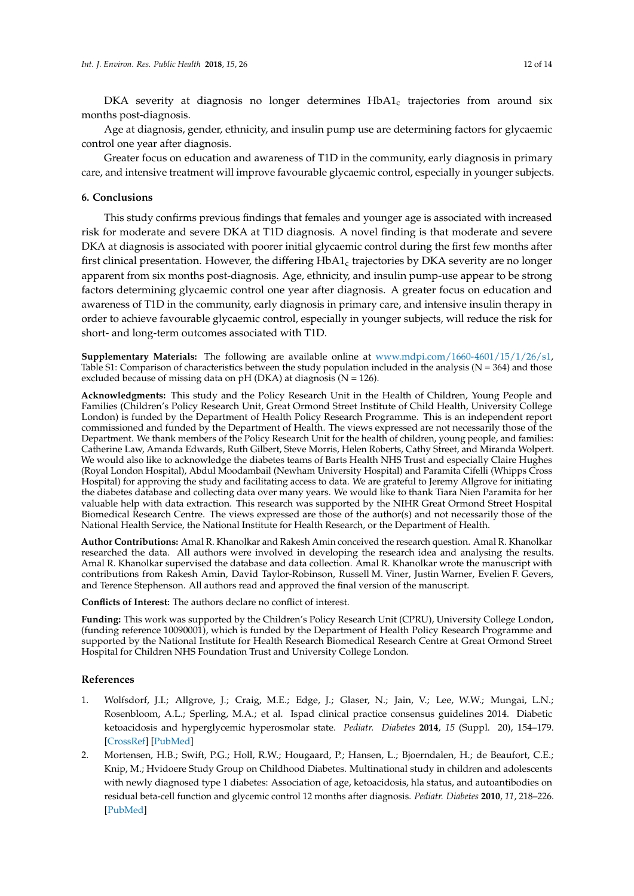DKA severity at diagnosis no longer determines $HbA1_c$ trajectories from around six months post-diagnosis.

Age at diagnosis, gender, ethnicity, and insulin pump use are determining factors for glycaemic control one year after diagnosis.

Greater focus on education and awareness of T1D in the community, early diagnosis in primary care, and intensive treatment will improve favourable glycaemic control, especially in younger subjects.

## 6. Conclusions

This study confirms previous findings that females and younger age is associated with increased risk for moderate and severe DKA at T1D diagnosis. A novel finding is that moderate and severe DKA at diagnosis is associated with poorer initial glycaemic control during the first few months after first clinical presentation. However, the differing $HbA1_c$ trajectories by DKA severity are no longer apparent from six months post-diagnosis. Age, ethnicity, and insulin pump-use appear to be strong factors determining glycaemic control one year after diagnosis. A greater focus on education and awareness of T1D in the community, early diagnosis in primary care, and intensive insulin therapy in order to achieve favourable glycaemic control, especially in younger subjects, will reduce the risk for short- and long-term outcomes associated with T1D.

**Supplementary Materials:** The following are available online at www.mdpi.com/1660-4601/15/1/26/s1, Table S1: Comparison of characteristics between the study population included in the analysis (N = 364) and those excluded because of missing data on pH (DKA) at diagnosis (N = 126).

**Acknowledgments:** This study and the Policy Research Unit in the Health of Children, Young People and Families (Children's Policy Research Unit, Great Ormond Street Institute of Child Health, University College London) is funded by the Department of Health Policy Research Programme. This is an independent report commissioned and funded by the Department of Health. The views expressed are not necessarily those of the Department. We thank members of the Policy Research Unit for the health of children, young people, and families: Catherine Law, Amanda Edwards, Ruth Gilbert, Steve Morris, Helen Roberts, Cathy Street, and Miranda Wolpert. We would also like to acknowledge the diabetes teams of Barts Health NHS Trust and especially Claire Hughes (Royal London Hospital), Abdul Moodambail (Newham University Hospital) and Paramita Cifelli (Whipps Cross Hospital) for approving the study and facilitating access to data. We are grateful to Jeremy Allgrove for initiating the diabetes database and collecting data over many years. We would like to thank Tiara Nien Paramita for her valuable help with data extraction. This research was supported by the NIHR Great Ormond Street Hospital Biomedical Research Centre. The views expressed are those of the author(s) and not necessarily those of the National Health Service, the National Institute for Health Research, or the Department of Health.

**Author Contributions:** Amal R. Khanolkar and Rakesh Amin conceived the research question. Amal R. Khanolkar researched the data. All authors were involved in developing the research idea and analysing the results. Amal R. Khanolkar supervised the database and data collection. Amal R. Khanolkar wrote the manuscript with contributions from Rakesh Amin, David Taylor-Robinson, Russell M. Viner, Justin Warner, Evelien F. Gevers, and Terence Stephenson. All authors read and approved the final version of the manuscript.

**Conflicts of Interest:** The authors declare no conflict of interest.

**Funding:** This work was supported by the Children's Policy Research Unit (CPRU), University College London, (funding reference 10090001), which is funded by the Department of Health Policy Research Programme and supported by the National Institute for Health Research Biomedical Research Centre at Great Ormond Street Hospital for Children NHS Foundation Trust and University College London.

## References

1. Wolfsdorf, J.I.; Allgrove, J.; Craig, M.E.; Edge, J.; Glaser, N.; Jain, V.; Lee, W.W.; Mungai, L.N.; Rosenbloom, A.L.; Sperling, M.A.; et al. Ispad clinical practice consensus guidelines 2014. Diabetic ketoacidosis and hyperglycemic hyperosmolar state. *Pediatr. Diabetes* **2014**, *15* (Suppl. 20), 154–179. [CrossRef] [PubMed]
2. Mortensen, H.B.; Swift, P.G.; Holl, R.W.; Hougaard, P.; Hansen, L.; Bjoerndalen, H.; de Beaufort, C.E.; Knip, M.; Hvidoere Study Group on Childhood Diabetes. Multinational study in children and adolescents with newly diagnosed type 1 diabetes: Association of age, ketoacidosis, hla status, and autoantibodies on residual beta-cell function and glycemic control 12 months after diagnosis. *Pediatr. Diabetes* **2010**, *11*, 218–226. [PubMed]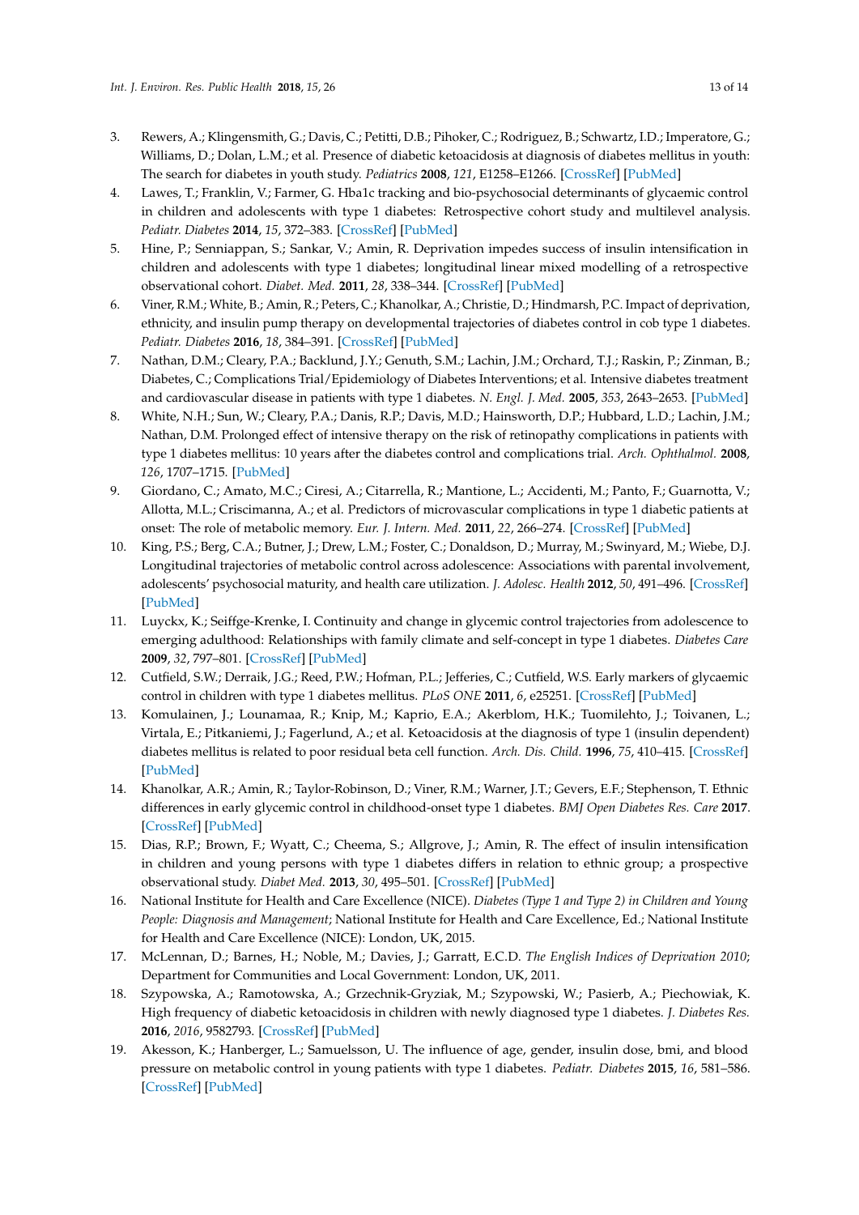3. Rewers, A.; Klingensmith, G.; Davis, C.; Petitti, D.B.; Pihoker, C.; Rodriguez, B.; Schwartz, I.D.; Imperatore, G.; Williams, D.; Dolan, L.M.; et al. Presence of diabetic ketoacidosis at diagnosis of diabetes mellitus in youth: The search for diabetes in youth study. *Pediatrics* **2008**, *121*, E1258–E1266. [CrossRef] [PubMed]
4. Lawes, T.; Franklin, V.; Farmer, G. Hba1c tracking and bio-psychosocial determinants of glycaemic control in children and adolescents with type 1 diabetes: Retrospective cohort study and multilevel analysis. *Pediatr. Diabetes* **2014**, *15*, 372–383. [CrossRef] [PubMed]
5. Hine, P.; Senniappan, S.; Sankar, V.; Amin, R. Deprivation impedes success of insulin intensification in children and adolescents with type 1 diabetes; longitudinal linear mixed modelling of a retrospective observational cohort. *Diabet. Med.* **2011**, *28*, 338–344. [CrossRef] [PubMed]
6. Viner, R.M.; White, B.; Amin, R.; Peters, C.; Khanolkar, A.; Christie, D.; Hindmarsh, P.C. Impact of deprivation, ethnicity, and insulin pump therapy on developmental trajectories of diabetes control in cob type 1 diabetes. *Pediatr. Diabetes* **2016**, *18*, 384–391. [CrossRef] [PubMed]
7. Nathan, D.M.; Cleary, P.A.; Backlund, J.Y.; Genuth, S.M.; Lachin, J.M.; Orchard, T.J.; Raskin, P.; Zinman, B.; Diabetes, C.; Complications Trial/Epidemiology of Diabetes Interventions; et al. Intensive diabetes treatment and cardiovascular disease in patients with type 1 diabetes. *N. Engl. J. Med.* **2005**, *353*, 2643–2653. [PubMed]
8. White, N.H.; Sun, W.; Cleary, P.A.; Danis, R.P.; Davis, M.D.; Hainsworth, D.P.; Hubbard, L.D.; Lachin, J.M.; Nathan, D.M. Prolonged effect of intensive therapy on the risk of retinopathy complications in patients with type 1 diabetes mellitus: 10 years after the diabetes control and complications trial. *Arch. Ophthalmol.* **2008**, *126*, 1707–1715. [PubMed]
9. Giordano, C.; Amato, M.C.; Ciresi, A.; Citarrella, R.; Mantione, L.; Accidenti, M.; Panto, F.; Guarnotta, V.; Allotta, M.L.; Criscimanna, A.; et al. Predictors of microvascular complications in type 1 diabetic patients at onset: The role of metabolic memory. *Eur. J. Intern. Med.* **2011**, *22*, 266–274. [CrossRef] [PubMed]
10. King, P.S.; Berg, C.A.; Butner, J.; Drew, L.M.; Foster, C.; Donaldson, D.; Murray, M.; Swinyard, M.; Wiebe, D.J. Longitudinal trajectories of metabolic control across adolescence: Associations with parental involvement, adolescents' psychosocial maturity, and health care utilization. *J. Adolesc. Health* **2012**, *50*, 491–496. [CrossRef] [PubMed]
11. Luyckx, K.; Seiffge-Krenke, I. Continuity and change in glycemic control trajectories from adolescence to emerging adulthood: Relationships with family climate and self-concept in type 1 diabetes. *Diabetes Care* **2009**, *32*, 797–801. [CrossRef] [PubMed]
12. Cutfield, S.W.; Derraik, J.G.; Reed, P.W.; Hofman, P.L.; Jefferies, C.; Cutfield, W.S. Early markers of glycaemic control in children with type 1 diabetes mellitus. *PLoS ONE* **2011**, *6*, e25251. [CrossRef] [PubMed]
13. Komulainen, J.; Lounamaa, R.; Knip, M.; Kaprio, E.A.; Akerblom, H.K.; Tuomilehto, J.; Toivanen, L.; Virtala, E.; Pitkaniemi, J.; Fagerlund, A.; et al. Ketoacidosis at the diagnosis of type 1 (insulin dependent) diabetes mellitus is related to poor residual beta cell function. *Arch. Dis. Child.* **1996**, *75*, 410–415. [CrossRef] [PubMed]
14. Khanolkar, A.R.; Amin, R.; Taylor-Robinson, D.; Viner, R.M.; Warner, J.T.; Gevers, E.F.; Stephenson, T. Ethnic differences in early glycemic control in childhood-onset type 1 diabetes. *BMJ Open Diabetes Res. Care* **2017**. [CrossRef] [PubMed]
15. Dias, R.P.; Brown, F.; Wyatt, C.; Cheema, S.; Allgrove, J.; Amin, R. The effect of insulin intensification in children and young persons with type 1 diabetes differs in relation to ethnic group; a prospective observational study. *Diabet Med.* **2013**, *30*, 495–501. [CrossRef] [PubMed]
16. National Institute for Health and Care Excellence (NICE). *Diabetes (Type 1 and Type 2) in Children and Young People: Diagnosis and Management*; National Institute for Health and Care Excellence, Ed.; National Institute for Health and Care Excellence (NICE): London, UK, 2015.
17. McLennan, D.; Barnes, H.; Noble, M.; Davies, J.; Garratt, E.C.D. *The English Indices of Deprivation 2010*; Department for Communities and Local Government: London, UK, 2011.
18. Szypowska, A.; Ramotowska, A.; Grzechnik-Gryziak, M.; Szypowski, W.; Pasierb, A.; Piechowiak, K. High frequency of diabetic ketoacidosis in children with newly diagnosed type 1 diabetes. *J. Diabetes Res.* **2016**, *2016*, 9582793. [CrossRef] [PubMed]
19. Akesson, K.; Hanberger, L.; Samuelsson, U. The influence of age, gender, insulin dose, bmi, and blood pressure on metabolic control in young patients with type 1 diabetes. *Pediatr. Diabetes* **2015**, *16*, 581–586. [CrossRef] [PubMed]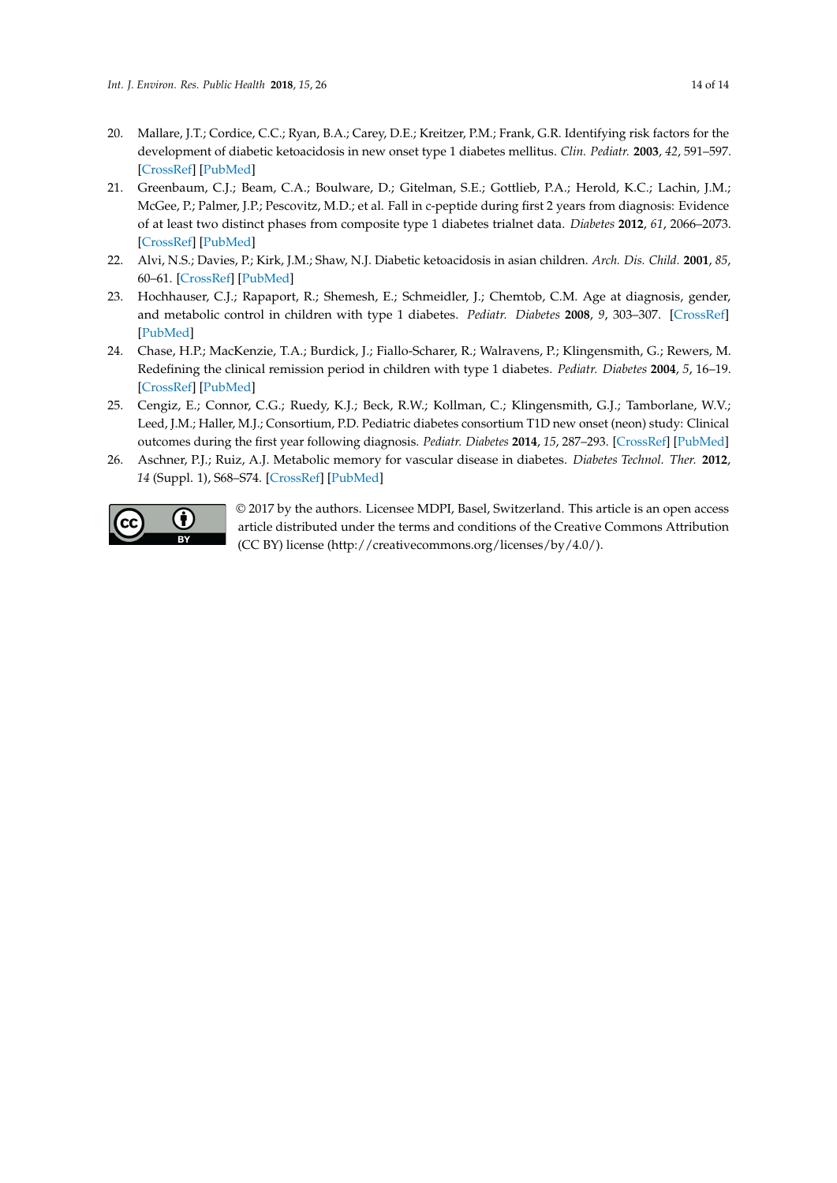20. Mallare, J.T.; Cordice, C.C.; Ryan, B.A.; Carey, D.E.; Kreitzer, P.M.; Frank, G.R. Identifying risk factors for the development of diabetic ketoacidosis in new onset type 1 diabetes mellitus. *Clin. Pediatr.* **2003**, *42*, 591–597. [CrossRef] [PubMed]
21. Greenbaum, C.J.; Beam, C.A.; Boulware, D.; Gitelman, S.E.; Gottlieb, P.A.; Herold, K.C.; Lachin, J.M.; McGee, P.; Palmer, J.P.; Pescovitz, M.D.; et al. Fall in c-peptide during first 2 years from diagnosis: Evidence of at least two distinct phases from composite type 1 diabetes trialnet data. *Diabetes* **2012**, *61*, 2066–2073. [CrossRef] [PubMed]
22. Alvi, N.S.; Davies, P.; Kirk, J.M.; Shaw, N.J. Diabetic ketoacidosis in asian children. *Arch. Dis. Child.* **2001**, *85*, 60–61. [CrossRef] [PubMed]
23. Hochhauser, C.J.; Rapaport, R.; Shemesh, E.; Schmeidler, J.; Chemtob, C.M. Age at diagnosis, gender, and metabolic control in children with type 1 diabetes. *Pediatr. Diabetes* **2008**, *9*, 303–307. [CrossRef] [PubMed]
24. Chase, H.P.; MacKenzie, T.A.; Burdick, J.; Fiallo-Scharer, R.; Walravens, P.; Klingensmith, G.; Rewers, M. Redefining the clinical remission period in children with type 1 diabetes. *Pediatr. Diabetes* **2004**, *5*, 16–19. [CrossRef] [PubMed]
25. Cengiz, E.; Connor, C.G.; Ruedy, K.J.; Beck, R.W.; Kollman, C.; Klingensmith, G.J.; Tamborlane, W.V.; Leed, J.M.; Haller, M.J.; Consortium, P.D. Pediatric diabetes consortium T1D new onset (neon) study: Clinical outcomes during the first year following diagnosis. *Pediatr. Diabetes* **2014**, *15*, 287–293. [CrossRef] [PubMed]
26. Aschner, P.J.; Ruiz, A.J. Metabolic memory for vascular disease in diabetes. *Diabetes Technol. Ther.* **2012**, *14* (Suppl. 1), S68–S74. [CrossRef] [PubMed]

© 2017 by the authors. Licensee MDPI, Basel, Switzerland. This article is an open access article distributed under the terms and conditions of the Creative Commons Attribution (CC BY) license (http://creativecommons.org/licenses/by/4.0/).